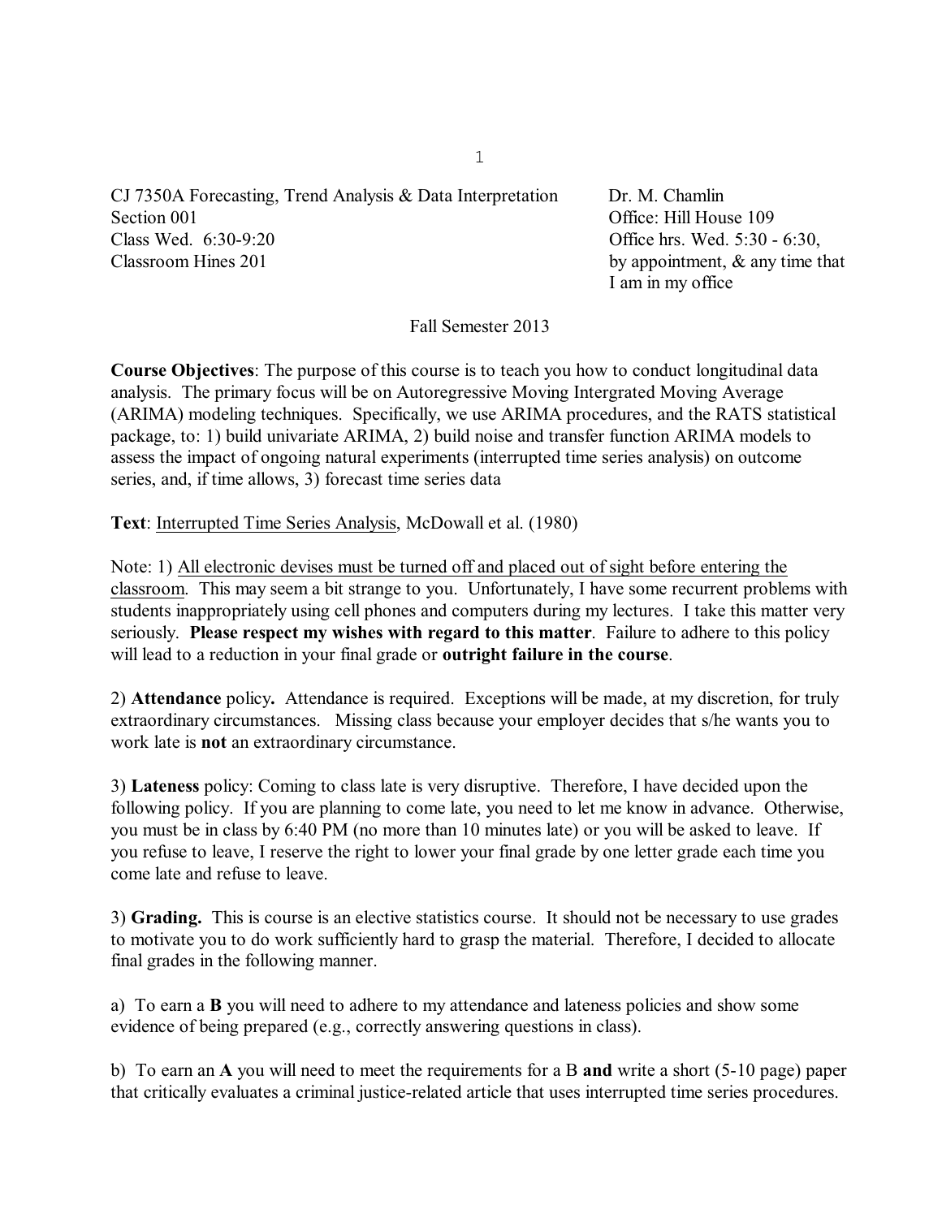CJ 7350A Forecasting, Trend Analysis & Data Interpretation
Section 001
Class Wed. 6:30-9:20
Classroom Hines 201

Dr. M. Chamlin
Office: Hill House 109
Office hrs. Wed. 5:30 - 6:30, by appointment, & any time that I am in my office

Fall Semester 2013

**Course Objectives**: The purpose of this course is to teach you how to conduct longitudinal data analysis. The primary focus will be on Autoregressive Moving Intergrated Moving Average (ARIMA) modeling techniques. Specifically, we use ARIMA procedures, and the RATS statistical package, to: 1) build univariate ARIMA, 2) build noise and transfer function ARIMA models to assess the impact of ongoing natural experiments (interrupted time series analysis) on outcome series, and, if time allows, 3) forecast time series data

**Text**: Interrupted Time Series Analysis, McDowall et al. (1980)

Note: 1) All electronic devises must be turned off and placed out of sight before entering the classroom. This may seem a bit strange to you. Unfortunately, I have some recurrent problems with students inappropriately using cell phones and computers during my lectures. I take this matter very seriously. **Please respect my wishes with regard to this matter**. Failure to adhere to this policy will lead to a reduction in your final grade or **outright failure in the course**.

2) **Attendance** policy**.** Attendance is required. Exceptions will be made, at my discretion, for truly extraordinary circumstances. Missing class because your employer decides that s/he wants you to work late is **not** an extraordinary circumstance.

3) **Lateness** policy: Coming to class late is very disruptive. Therefore, I have decided upon the following policy. If you are planning to come late, you need to let me know in advance. Otherwise, you must be in class by 6:40 PM (no more than 10 minutes late) or you will be asked to leave. If you refuse to leave, I reserve the right to lower your final grade by one letter grade each time you come late and refuse to leave.

3) **Grading.** This is course is an elective statistics course. It should not be necessary to use grades to motivate you to do work sufficiently hard to grasp the material. Therefore, I decided to allocate final grades in the following manner.

a) To earn a **B** you will need to adhere to my attendance and lateness policies and show some evidence of being prepared (e.g., correctly answering questions in class).

b) To earn an **A** you will need to meet the requirements for a B **and** write a short (5-10 page) paper that critically evaluates a criminal justice-related article that uses interrupted time series procedures.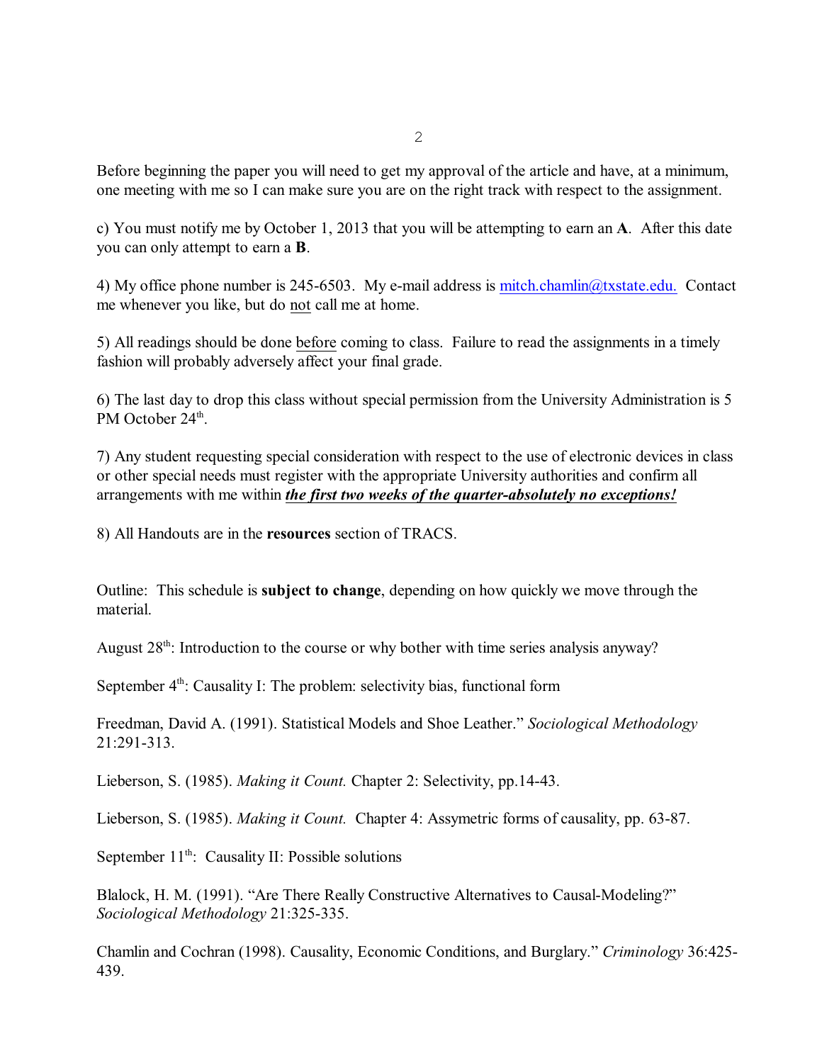Before beginning the paper you will need to get my approval of the article and have, at a minimum, one meeting with me so I can make sure you are on the right track with respect to the assignment.

c) You must notify me by October 1, 2013 that you will be attempting to earn an **A**. After this date you can only attempt to earn a **B**.

4) My office phone number is 245-6503. My e-mail address is mitch.chamlin@txstate.edu. Contact me whenever you like, but do not call me at home.

5) All readings should be done before coming to class. Failure to read the assignments in a timely fashion will probably adversely affect your final grade.

6) The last day to drop this class without special permission from the University Administration is 5 PM October 24th.

7) Any student requesting special consideration with respect to the use of electronic devices in class or other special needs must register with the appropriate University authorities and confirm all arrangements with me within ***the first two weeks of the quarter-absolutely no exceptions!***

8) All Handouts are in the **resources** section of TRACS.

Outline: This schedule is **subject to change**, depending on how quickly we move through the material.

August 28th: Introduction to the course or why bother with time series analysis anyway?

September 4th: Causality I: The problem: selectivity bias, functional form

Freedman, David A. (1991). Statistical Models and Shoe Leather." *Sociological Methodology* 21:291-313.

Lieberson, S. (1985). *Making it Count.* Chapter 2: Selectivity, pp.14-43.

Lieberson, S. (1985). *Making it Count.* Chapter 4: Assymetric forms of causality, pp. 63-87.

September 11th: Causality II: Possible solutions

Blalock, H. M. (1991). "Are There Really Constructive Alternatives to Causal-Modeling?" *Sociological Methodology* 21:325-335.

Chamlin and Cochran (1998). Causality, Economic Conditions, and Burglary." *Criminology* 36:425-439.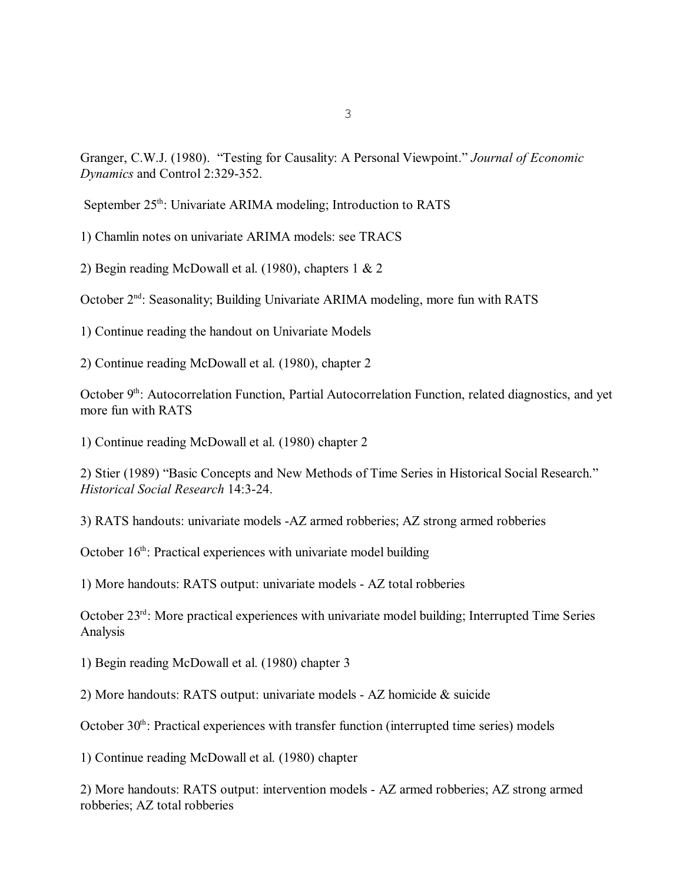Granger, C.W.J. (1980). "Testing for Causality: A Personal Viewpoint." *Journal of Economic Dynamics* and Control 2:329-352.

September 25th: Univariate ARIMA modeling; Introduction to RATS

1) Chamlin notes on univariate ARIMA models: see TRACS

2) Begin reading McDowall et al. (1980), chapters 1 & 2

October 2nd: Seasonality; Building Univariate ARIMA modeling, more fun with RATS

1) Continue reading the handout on Univariate Models

2) Continue reading McDowall et al. (1980), chapter 2

October 9th: Autocorrelation Function, Partial Autocorrelation Function, related diagnostics, and yet more fun with RATS

1) Continue reading McDowall et al. (1980) chapter 2

2) Stier (1989) "Basic Concepts and New Methods of Time Series in Historical Social Research." *Historical Social Research* 14:3-24.

3) RATS handouts: univariate models -AZ armed robberies; AZ strong armed robberies

October 16th: Practical experiences with univariate model building

1) More handouts: RATS output: univariate models - AZ total robberies

October 23rd: More practical experiences with univariate model building; Interrupted Time Series Analysis

1) Begin reading McDowall et al. (1980) chapter 3

2) More handouts: RATS output: univariate models - AZ homicide & suicide

October 30th: Practical experiences with transfer function (interrupted time series) models

1) Continue reading McDowall et al. (1980) chapter

2) More handouts: RATS output: intervention models - AZ armed robberies; AZ strong armed robberies; AZ total robberies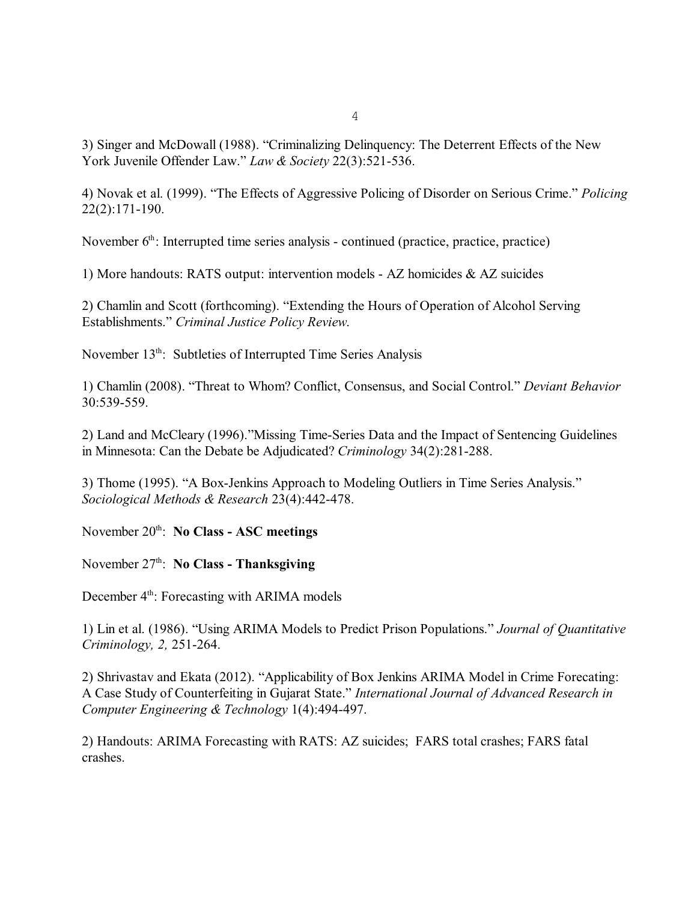3) Singer and McDowall (1988). "Criminalizing Delinquency: The Deterrent Effects of the New York Juvenile Offender Law." *Law & Society* 22(3):521-536.

4) Novak et al. (1999). "The Effects of Aggressive Policing of Disorder on Serious Crime." *Policing* 22(2):171-190.

November 6th: Interrupted time series analysis - continued (practice, practice, practice)

1) More handouts: RATS output: intervention models - AZ homicides & AZ suicides

2) Chamlin and Scott (forthcoming). "Extending the Hours of Operation of Alcohol Serving Establishments." *Criminal Justice Policy Review.*

November 13th: Subtleties of Interrupted Time Series Analysis

1) Chamlin (2008). "Threat to Whom? Conflict, Consensus, and Social Control." *Deviant Behavior* 30:539-559.

2) Land and McCleary (1996)."Missing Time-Series Data and the Impact of Sentencing Guidelines in Minnesota: Can the Debate be Adjudicated? *Criminology* 34(2):281-288.

3) Thome (1995). "A Box-Jenkins Approach to Modeling Outliers in Time Series Analysis." *Sociological Methods & Research* 23(4):442-478.

November 20th: **No Class - ASC meetings**

November 27th: **No Class - Thanksgiving**

December 4th: Forecasting with ARIMA models

1) Lin et al. (1986). "Using ARIMA Models to Predict Prison Populations." *Journal of Quantitative Criminology, 2,* 251-264.

2) Shrivastav and Ekata (2012). "Applicability of Box Jenkins ARIMA Model in Crime Forecating: A Case Study of Counterfeiting in Gujarat State." *International Journal of Advanced Research in Computer Engineering & Technology* 1(4):494-497.

2) Handouts: ARIMA Forecasting with RATS: AZ suicides; FARS total crashes; FARS fatal crashes.